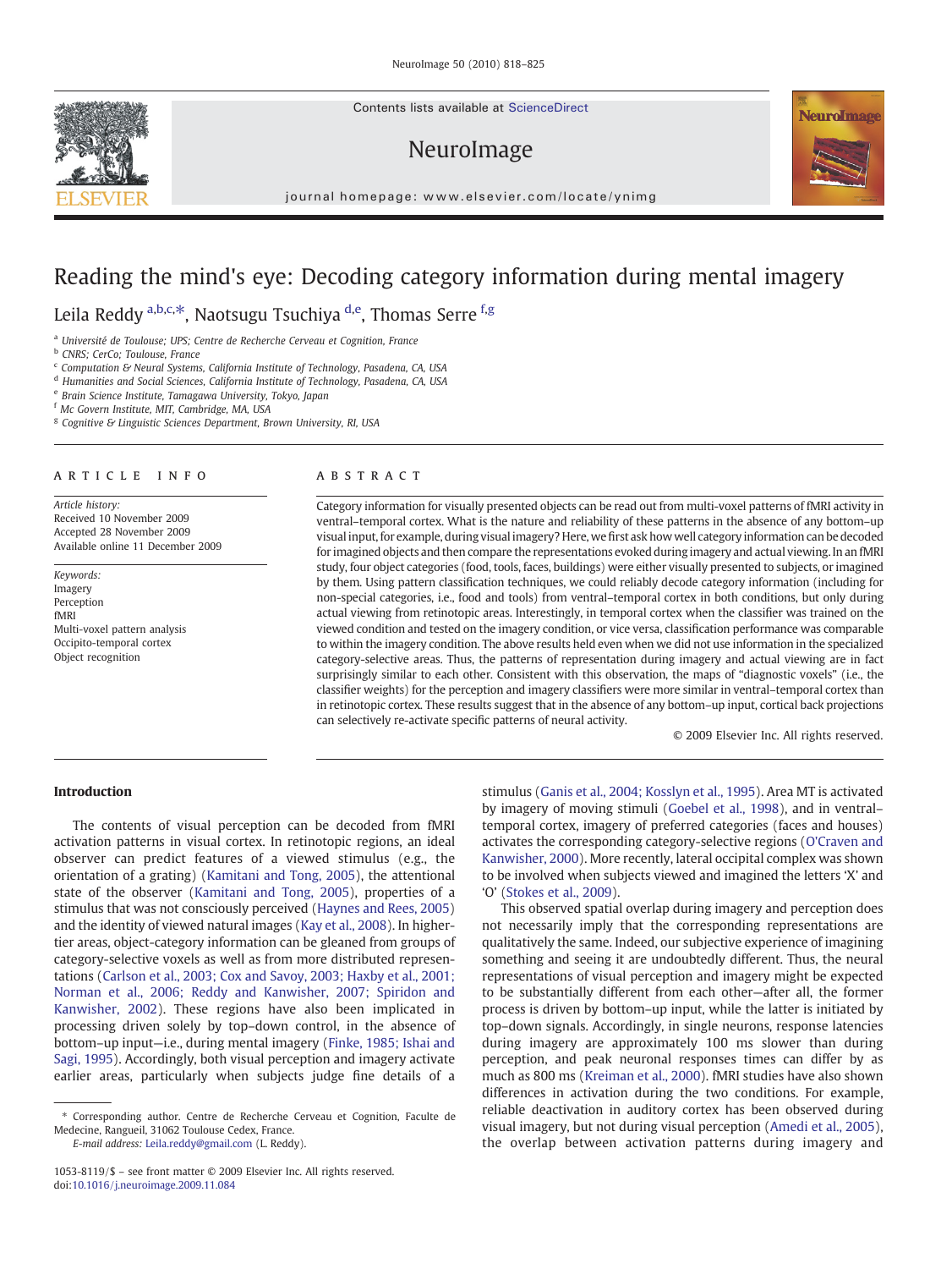Contents lists available at ScienceDirect

NeuroImage

journal homepage: www.elsevier.com/locate/ynimg

# Reading the mind's eye: Decoding category information during mental imagery

Leila Reddy [a,b,c,*], Naotsugu Tsuchiya [d,e], Thomas Serre [f,g]

[a] Université de Toulouse; UPS; Centre de Recherche Cerveau et Cognition, France
[b] CNRS; CerCo; Toulouse, France
[c] Computation & Neural Systems, California Institute of Technology, Pasadena, CA, USA
[d] Humanities and Social Sciences, California Institute of Technology, Pasadena, CA, USA
[e] Brain Science Institute, Tamagawa University, Tokyo, Japan
[f] Mc Govern Institute, MIT, Cambridge, MA, USA
[g] Cognitive & Linguistic Sciences Department, Brown University, RI, USA

## ARTICLE INFO

*Article history:*
Received 10 November 2009
Accepted 28 November 2009
Available online 11 December 2009

*Keywords:*
Imagery
Perception
fMRI
Multi-voxel pattern analysis
Occipito-temporal cortex
Object recognition

## ABSTRACT

Category information for visually presented objects can be read out from multi-voxel patterns of fMRI activity in ventral–temporal cortex. What is the nature and reliability of these patterns in the absence of any bottom–up visual input, for example, during visual imagery? Here, we first ask how well category information can be decoded for imagined objects and then compare the representations evoked during imagery and actual viewing. In an fMRI study, four object categories (food, tools, faces, buildings) were either visually presented to subjects, or imagined by them. Using pattern classification techniques, we could reliably decode category information (including for non-special categories, i.e., food and tools) from ventral–temporal cortex in both conditions, but only during actual viewing from retinotopic areas. Interestingly, in temporal cortex when the classifier was trained on the viewed condition and tested on the imagery condition, or vice versa, classification performance was comparable to within the imagery condition. The above results held even when we did not use information in the specialized category-selective areas. Thus, the patterns of representation during imagery and actual viewing are in fact surprisingly similar to each other. Consistent with this observation, the maps of "diagnostic voxels" (i.e., the classifier weights) for the perception and imagery classifiers were more similar in ventral–temporal cortex than in retinotopic cortex. These results suggest that in the absence of any bottom–up input, cortical back projections can selectively re-activate specific patterns of neural activity.

© 2009 Elsevier Inc. All rights reserved.

## Introduction

The contents of visual perception can be decoded from fMRI activation patterns in visual cortex. In retinotopic regions, an ideal observer can predict features of a viewed stimulus (e.g., the orientation of a grating) (Kamitani and Tong, 2005), the attentional state of the observer (Kamitani and Tong, 2005), properties of a stimulus that was not consciously perceived (Haynes and Rees, 2005) and the identity of viewed natural images (Kay et al., 2008). In higher-tier areas, object-category information can be gleaned from groups of category-selective voxels as well as from more distributed representations (Carlson et al., 2003; Cox and Savoy, 2003; Haxby et al., 2001; Norman et al., 2006; Reddy and Kanwisher, 2007; Spiridon and Kanwisher, 2002). These regions have also been implicated in processing driven solely by top–down control, in the absence of bottom–up input—i.e., during mental imagery (Finke, 1985; Ishai and Sagi, 1995). Accordingly, both visual perception and imagery activate earlier areas, particularly when subjects judge fine details of a stimulus (Ganis et al., 2004; Kosslyn et al., 1995). Area MT is activated by imagery of moving stimuli (Goebel et al., 1998), and in ventral–temporal cortex, imagery of preferred categories (faces and houses) activates the corresponding category-selective regions (O'Craven and Kanwisher, 2000). More recently, lateral occipital complex was shown to be involved when subjects viewed and imagined the letters 'X' and 'O' (Stokes et al., 2009).

This observed spatial overlap during imagery and perception does not necessarily imply that the corresponding representations are qualitatively the same. Indeed, our subjective experience of imagining something and seeing it are undoubtedly different. Thus, the neural representations of visual perception and imagery might be expected to be substantially different from each other—after all, the former process is driven by bottom–up input, while the latter is initiated by top–down signals. Accordingly, in single neurons, response latencies during imagery are approximately 100 ms slower than during perception, and peak neuronal responses times can differ by as much as 800 ms (Kreiman et al., 2000). fMRI studies have also shown differences in activation during the two conditions. For example, reliable deactivation in auditory cortex has been observed during visual imagery, but not during visual perception (Amedi et al., 2005), the overlap between activation patterns during imagery and

* Corresponding author. Centre de Recherche Cerveau et Cognition, Faculte de Medecine, Rangueil, 31062 Toulouse Cedex, France.
E-mail address: Leila.reddy@gmail.com (L. Reddy).

1053-8119/$ – see front matter © 2009 Elsevier Inc. All rights reserved.
doi:10.1016/j.neuroimage.2009.11.084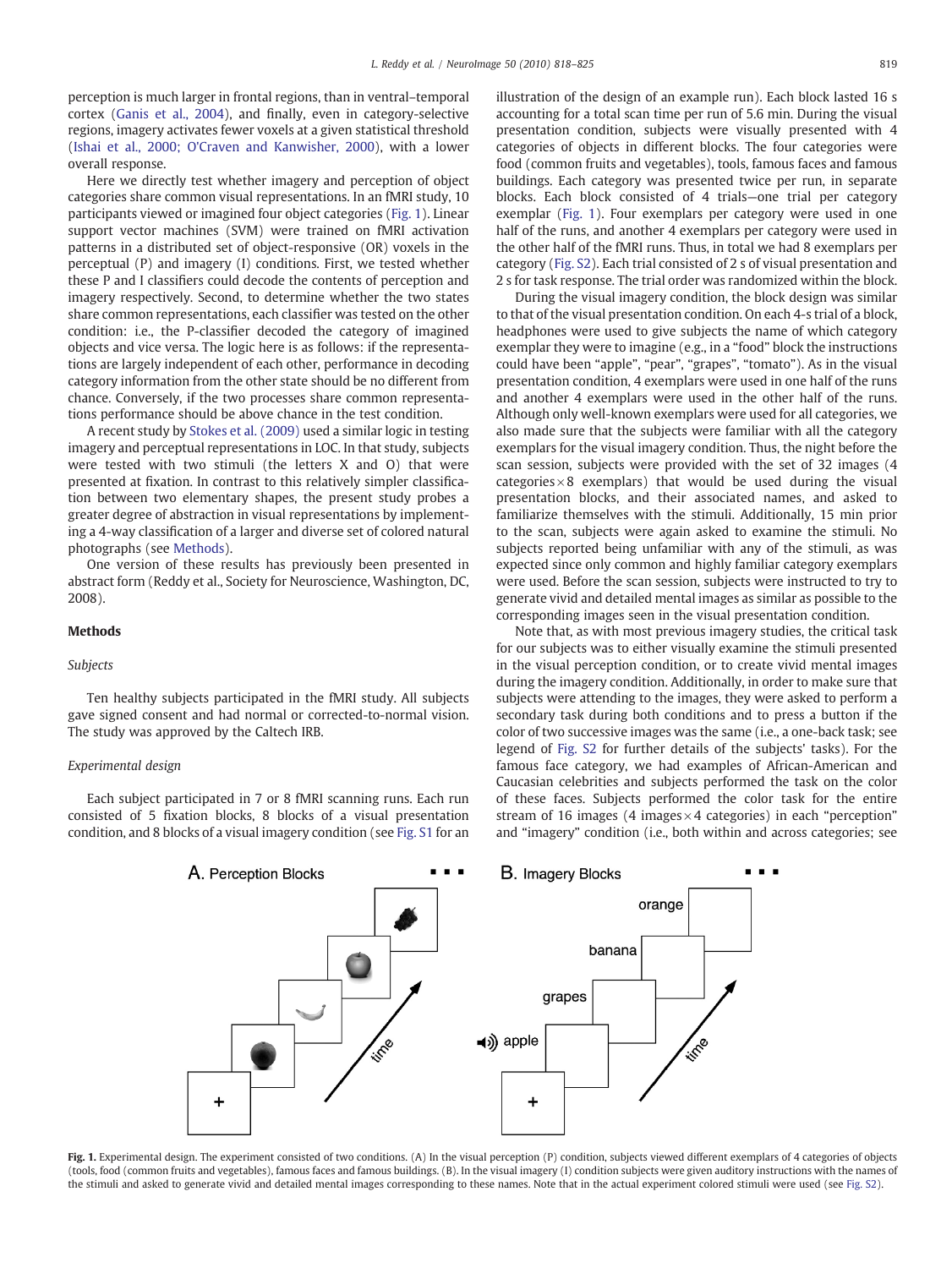perception is much larger in frontal regions, than in ventral–temporal cortex (Ganis et al., 2004), and finally, even in category-selective regions, imagery activates fewer voxels at a given statistical threshold (Ishai et al., 2000; O'Craven and Kanwisher, 2000), with a lower overall response.

Here we directly test whether imagery and perception of object categories share common visual representations. In an fMRI study, 10 participants viewed or imagined four object categories (Fig. 1). Linear support vector machines (SVM) were trained on fMRI activation patterns in a distributed set of object-responsive (OR) voxels in the perceptual (P) and imagery (I) conditions. First, we tested whether these P and I classifiers could decode the contents of perception and imagery respectively. Second, to determine whether the two states share common representations, each classifier was tested on the other condition: i.e., the P-classifier decoded the category of imagined objects and vice versa. The logic here is as follows: if the representations are largely independent of each other, performance in decoding category information from the other state should be no different from chance. Conversely, if the two processes share common representations performance should be above chance in the test condition.

A recent study by Stokes et al. (2009) used a similar logic in testing imagery and perceptual representations in LOC. In that study, subjects were tested with two stimuli (the letters X and O) that were presented at fixation. In contrast to this relatively simpler classification between two elementary shapes, the present study probes a greater degree of abstraction in visual representations by implementing a 4-way classification of a larger and diverse set of colored natural photographs (see Methods).

One version of these results has previously been presented in abstract form (Reddy et al., Society for Neuroscience, Washington, DC, 2008).

## Methods

### Subjects

Ten healthy subjects participated in the fMRI study. All subjects gave signed consent and had normal or corrected-to-normal vision. The study was approved by the Caltech IRB.

### Experimental design

Each subject participated in 7 or 8 fMRI scanning runs. Each run consisted of 5 fixation blocks, 8 blocks of a visual presentation condition, and 8 blocks of a visual imagery condition (see Fig. S1 for an illustration of the design of an example run). Each block lasted 16 s accounting for a total scan time per run of 5.6 min. During the visual presentation condition, subjects were visually presented with 4 categories of objects in different blocks. The four categories were food (common fruits and vegetables), tools, famous faces and famous buildings. Each category was presented twice per run, in separate blocks. Each block consisted of 4 trials—one trial per category exemplar (Fig. 1). Four exemplars per category were used in one half of the runs, and another 4 exemplars per category were used in the other half of the fMRI runs. Thus, in total we had 8 exemplars per category (Fig. S2). Each trial consisted of 2 s of visual presentation and 2 s for task response. The trial order was randomized within the block.

During the visual imagery condition, the block design was similar to that of the visual presentation condition. On each 4-s trial of a block, headphones were used to give subjects the name of which category exemplar they were to imagine (e.g., in a "food" block the instructions could have been "apple", "pear", "grapes", "tomato"). As in the visual presentation condition, 4 exemplars were used in one half of the runs and another 4 exemplars were used in the other half of the runs. Although only well-known exemplars were used for all categories, we also made sure that the subjects were familiar with all the category exemplars for the visual imagery condition. Thus, the night before the scan session, subjects were provided with the set of 32 images (4 categories × 8 exemplars) that would be used during the visual presentation blocks, and their associated names, and asked to familiarize themselves with the stimuli. Additionally, 15 min prior to the scan, subjects were again asked to examine the stimuli. No subjects reported being unfamiliar with any of the stimuli, as was expected since only common and highly familiar category exemplars were used. Before the scan session, subjects were instructed to try to generate vivid and detailed mental images as similar as possible to the corresponding images seen in the visual presentation condition.

Note that, as with most previous imagery studies, the critical task for our subjects was to either visually examine the stimuli presented in the visual perception condition, or to create vivid mental images during the imagery condition. Additionally, in order to make sure that subjects were attending to the images, they were asked to perform a secondary task during both conditions and to press a button if the color of two successive images was the same (i.e., a one-back task; see legend of Fig. S2 for further details of the subjects' tasks). For the famous face category, we had examples of African-American and Caucasian celebrities and subjects performed the task on the color of these faces. Subjects performed the color task for the entire stream of 16 images (4 images × 4 categories) in each "perception" and "imagery" condition (i.e., both within and across categories; see

A. Perception Blocks

B. Imagery Blocks

orange
banana
grapes
apple
time

Fig. 1. Experimental design. The experiment consisted of two conditions. (A) In the visual perception (P) condition, subjects viewed different exemplars of 4 categories of objects (tools, food (common fruits and vegetables), famous faces and famous buildings. (B). In the visual imagery (I) condition subjects were given auditory instructions with the names of the stimuli and asked to generate vivid and detailed mental images corresponding to these names. Note that in the actual experiment colored stimuli were used (see Fig. S2).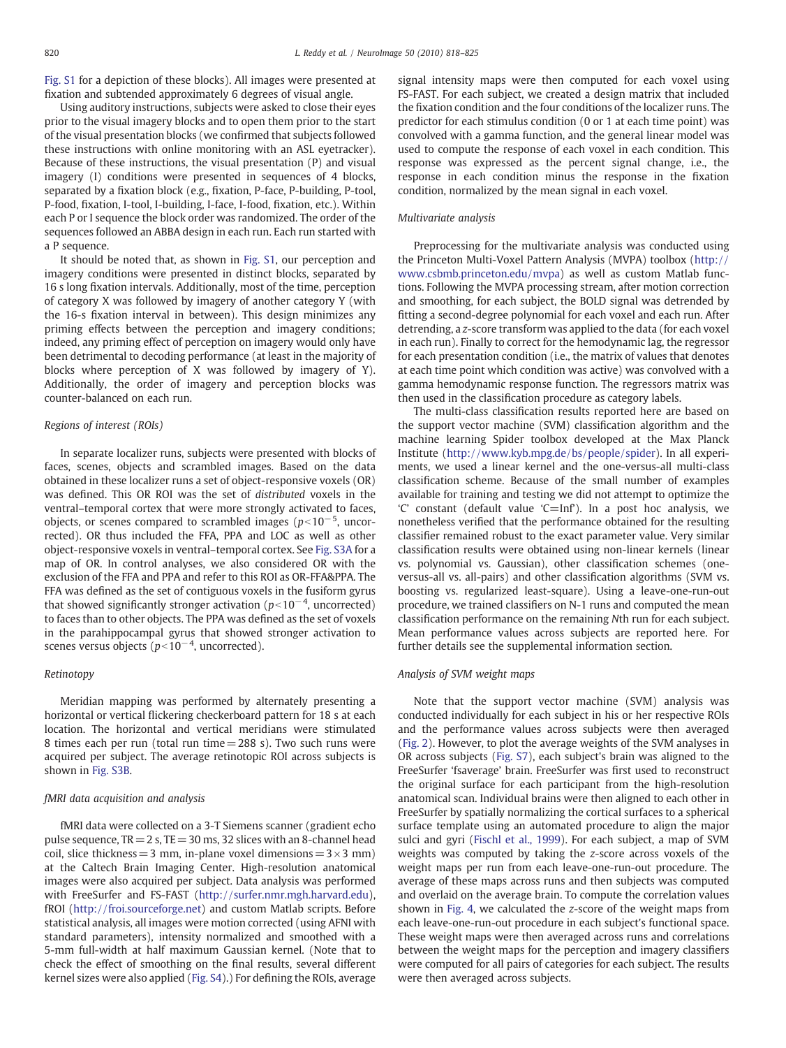Fig. S1 for a depiction of these blocks). All images were presented at fixation and subtended approximately 6 degrees of visual angle.

Using auditory instructions, subjects were asked to close their eyes prior to the visual imagery blocks and to open them prior to the start of the visual presentation blocks (we confirmed that subjects followed these instructions with online monitoring with an ASL eyetracker). Because of these instructions, the visual presentation (P) and visual imagery (I) conditions were presented in sequences of 4 blocks, separated by a fixation block (e.g., fixation, P-face, P-building, P-tool, P-food, fixation, I-tool, I-building, I-face, I-food, fixation, etc.). Within each P or I sequence the block order was randomized. The order of the sequences followed an ABBA design in each run. Each run started with a P sequence.

It should be noted that, as shown in Fig. S1, our perception and imagery conditions were presented in distinct blocks, separated by 16 s long fixation intervals. Additionally, most of the time, perception of category X was followed by imagery of another category Y (with the 16-s fixation interval in between). This design minimizes any priming effects between the perception and imagery conditions; indeed, any priming effect of perception on imagery would only have been detrimental to decoding performance (at least in the majority of blocks where perception of X was followed by imagery of Y). Additionally, the order of imagery and perception blocks was counter-balanced on each run.

### Regions of interest (ROIs)

In separate localizer runs, subjects were presented with blocks of faces, scenes, objects and scrambled images. Based on the data obtained in these localizer runs a set of object-responsive voxels (OR) was defined. This OR ROI was the set of *distributed* voxels in the ventral–temporal cortex that were more strongly activated to faces, objects, or scenes compared to scrambled images ($p<10^{-5}$, uncorrected). OR thus included the FFA, PPA and LOC as well as other object-responsive voxels in ventral–temporal cortex. See Fig. S3A for a map of OR. In control analyses, we also considered OR with the exclusion of the FFA and PPA and refer to this ROI as OR-FFA&PPA. The FFA was defined as the set of contiguous voxels in the fusiform gyrus that showed significantly stronger activation ($p<10^{-4}$, uncorrected) to faces than to other objects. The PPA was defined as the set of voxels in the parahippocampal gyrus that showed stronger activation to scenes versus objects ($p<10^{-4}$, uncorrected).

### Retinotopy

Meridian mapping was performed by alternately presenting a horizontal or vertical flickering checkerboard pattern for 18 s at each location. The horizontal and vertical meridians were stimulated 8 times each per run (total run time = 288 s). Two such runs were acquired per subject. The average retinotopic ROI across subjects is shown in Fig. S3B.

### fMRI data acquisition and analysis

fMRI data were collected on a 3-T Siemens scanner (gradient echo pulse sequence, TR = 2 s, TE = 30 ms, 32 slices with an 8-channel head coil, slice thickness = 3 mm, in-plane voxel dimensions = 3 × 3 mm) at the Caltech Brain Imaging Center. High-resolution anatomical images were also acquired per subject. Data analysis was performed with FreeSurfer and FS-FAST (http://surfer.nmr.mgh.harvard.edu), fROI (http://froi.sourceforge.net) and custom Matlab scripts. Before statistical analysis, all images were motion corrected (using AFNI with standard parameters), intensity normalized and smoothed with a 5-mm full-width at half maximum Gaussian kernel. (Note that to check the effect of smoothing on the final results, several different kernel sizes were also applied (Fig. S4).) For defining the ROIs, average signal intensity maps were then computed for each voxel using FS-FAST. For each subject, we created a design matrix that included the fixation condition and the four conditions of the localizer runs. The predictor for each stimulus condition (0 or 1 at each time point) was convolved with a gamma function, and the general linear model was used to compute the response of each voxel in each condition. This response was expressed as the percent signal change, i.e., the response in each condition minus the response in the fixation condition, normalized by the mean signal in each voxel.

### Multivariate analysis

Preprocessing for the multivariate analysis was conducted using the Princeton Multi-Voxel Pattern Analysis (MVPA) toolbox (http://www.csbmb.princeton.edu/mvpa) as well as custom Matlab functions. Following the MVPA processing stream, after motion correction and smoothing, for each subject, the BOLD signal was detrended by fitting a second-degree polynomial for each voxel and each run. After detrending, a *z*-score transform was applied to the data (for each voxel in each run). Finally to correct for the hemodynamic lag, the regressor for each presentation condition (i.e., the matrix of values that denotes at each time point which condition was active) was convolved with a gamma hemodynamic response function. The regressors matrix was then used in the classification procedure as category labels.

The multi-class classification results reported here are based on the support vector machine (SVM) classification algorithm and the machine learning Spider toolbox developed at the Max Planck Institute (http://www.kyb.mpg.de/bs/people/spider). In all experiments, we used a linear kernel and the one-versus-all multi-class classification scheme. Because of the small number of examples available for training and testing we did not attempt to optimize the 'C' constant (default value 'C=Inf'). In a post hoc analysis, we nonetheless verified that the performance obtained for the resulting classifier remained robust to the exact parameter value. Very similar classification results were obtained using non-linear kernels (linear vs. polynomial vs. Gaussian), other classification schemes (one-versus-all vs. all-pairs) and other classification algorithms (SVM vs. boosting vs. regularized least-square). Using a leave-one-run-out procedure, we trained classifiers on N-1 runs and computed the mean classification performance on the remaining *N*th run for each subject. Mean performance values across subjects are reported here. For further details see the supplemental information section.

### Analysis of SVM weight maps

Note that the support vector machine (SVM) analysis was conducted individually for each subject in his or her respective ROIs and the performance values across subjects were then averaged (Fig. 2). However, to plot the average weights of the SVM analyses in OR across subjects (Fig. S7), each subject's brain was aligned to the FreeSurfer 'fsaverage' brain. FreeSurfer was first used to reconstruct the original surface for each participant from the high-resolution anatomical scan. Individual brains were then aligned to each other in FreeSurfer by spatially normalizing the cortical surfaces to a spherical surface template using an automated procedure to align the major sulci and gyri (Fischl et al., 1999). For each subject, a map of SVM weights was computed by taking the *z*-score across voxels of the weight maps per run from each leave-one-run-out procedure. The average of these maps across runs and then subjects was computed and overlaid on the average brain. To compute the correlation values shown in Fig. 4, we calculated the *z*-score of the weight maps from each leave-one-run-out procedure in each subject's functional space. These weight maps were then averaged across runs and correlations between the weight maps for the perception and imagery classifiers were computed for all pairs of categories for each subject. The results were then averaged across subjects.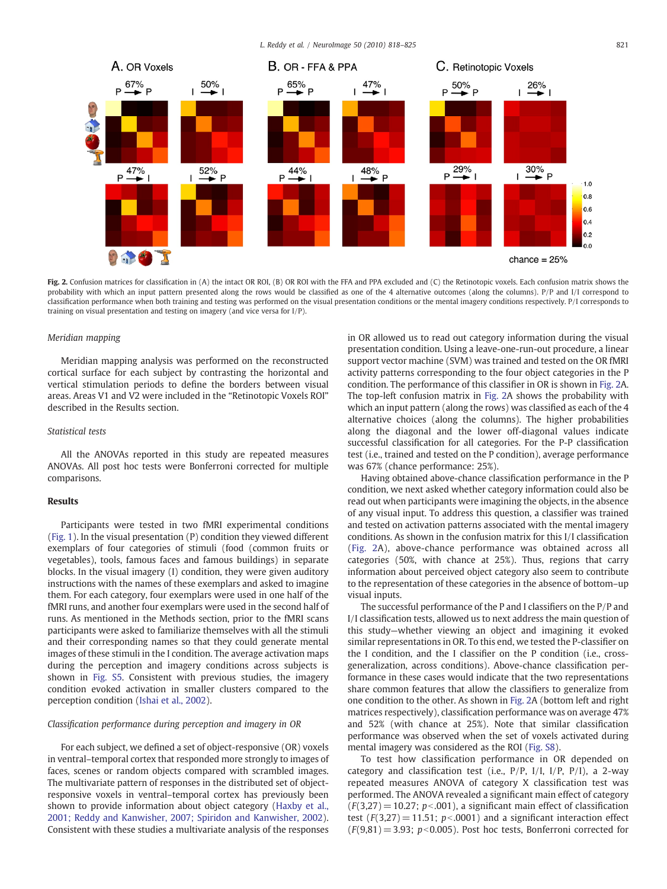A. OR Voxels

67% P → P

50% I → I

47% P → I

52% I → P

B. OR - FFA & PPA

65% P → P

47% I → I

44% P → I

48% I → P

C. Retinotopic Voxels

50% P → P

26% I → I

29% P → I

30% I → P

1.0
0.8
0.6
0.4
0.2
0.0

chance = 25%

**Fig. 2.** Confusion matrices for classification in (A) the intact OR ROI, (B) OR ROI with the FFA and PPA excluded and (C) the Retinotopic voxels. Each confusion matrix shows the probability with which an input pattern presented along the rows would be classified as one of the 4 alternative outcomes (along the columns). P/P and I/I correspond to classification performance when both training and testing was performed on the visual presentation conditions or the mental imagery conditions respectively. P/I corresponds to training on visual presentation and testing on imagery (and vice versa for I/P).

### *Meridian mapping*

Meridian mapping analysis was performed on the reconstructed cortical surface for each subject by contrasting the horizontal and vertical stimulation periods to define the borders between visual areas. Areas V1 and V2 were included in the "Retinotopic Voxels ROI" described in the Results section.

### *Statistical tests*

All the ANOVAs reported in this study are repeated measures ANOVAs. All post hoc tests were Bonferroni corrected for multiple comparisons.

## Results

Participants were tested in two fMRI experimental conditions (Fig. 1). In the visual presentation (P) condition they viewed different exemplars of four categories of stimuli (food (common fruits or vegetables), tools, famous faces and famous buildings) in separate blocks. In the visual imagery (I) condition, they were given auditory instructions with the names of these exemplars and asked to imagine them. For each category, four exemplars were used in one half of the fMRI runs, and another four exemplars were used in the second half of runs. As mentioned in the Methods section, prior to the fMRI scans participants were asked to familiarize themselves with all the stimuli and their corresponding names so that they could generate mental images of these stimuli in the I condition. The average activation maps during the perception and imagery conditions across subjects is shown in Fig. S5. Consistent with previous studies, the imagery condition evoked activation in smaller clusters compared to the perception condition (Ishai et al., 2002).

### *Classification performance during perception and imagery in OR*

For each subject, we defined a set of object-responsive (OR) voxels in ventral–temporal cortex that responded more strongly to images of faces, scenes or random objects compared with scrambled images. The multivariate pattern of responses in the distributed set of object-responsive voxels in ventral–temporal cortex has previously been shown to provide information about object category (Haxby et al., 2001; Reddy and Kanwisher, 2007; Spiridon and Kanwisher, 2002). Consistent with these studies a multivariate analysis of the responses in OR allowed us to read out category information during the visual presentation condition. Using a leave-one-run-out procedure, a linear support vector machine (SVM) was trained and tested on the OR fMRI activity patterns corresponding to the four object categories in the P condition. The performance of this classifier in OR is shown in Fig. 2A. The top-left confusion matrix in Fig. 2A shows the probability with which an input pattern (along the rows) was classified as each of the 4 alternative choices (along the columns). The higher probabilities along the diagonal and the lower off-diagonal values indicate successful classification for all categories. For the P-P classification test (i.e., trained and tested on the P condition), average performance was 67% (chance performance: 25%).

Having obtained above-chance classification performance in the P condition, we next asked whether category information could also be read out when participants were imagining the objects, in the absence of any visual input. To address this question, a classifier was trained and tested on activation patterns associated with the mental imagery conditions. As shown in the confusion matrix for this I/I classification (Fig. 2A), above-chance performance was obtained across all categories (50%, with chance at 25%). Thus, regions that carry information about perceived object category also seem to contribute to the representation of these categories in the absence of bottom–up visual inputs.

The successful performance of the P and I classifiers on the P/P and I/I classification tests, allowed us to next address the main question of this study—whether viewing an object and imagining it evoked similar representations in OR. To this end, we tested the P-classifier on the I condition, and the I classifier on the P condition (i.e., cross-generalization, across conditions). Above-chance classification performance in these cases would indicate that the two representations share common features that allow the classifiers to generalize from one condition to the other. As shown in Fig. 2A (bottom left and right matrices respectively), classification performance was on average 47% and 52% (with chance at 25%). Note that similar classification performance was observed when the set of voxels activated during mental imagery was considered as the ROI (Fig. S8).

To test how classification performance in OR depended on category and classification test (i.e., P/P, I/I, I/P, P/I), a 2-way repeated measures ANOVA of category X classification test was performed. The ANOVA revealed a significant main effect of category ($F(3,27) = 10.27$; $p < .001$), a significant main effect of classification test ($F(3,27) = 11.51$; $p < .0001$) and a significant interaction effect ($F(9,81) = 3.93$; $p < 0.005$). Post hoc tests, Bonferroni corrected for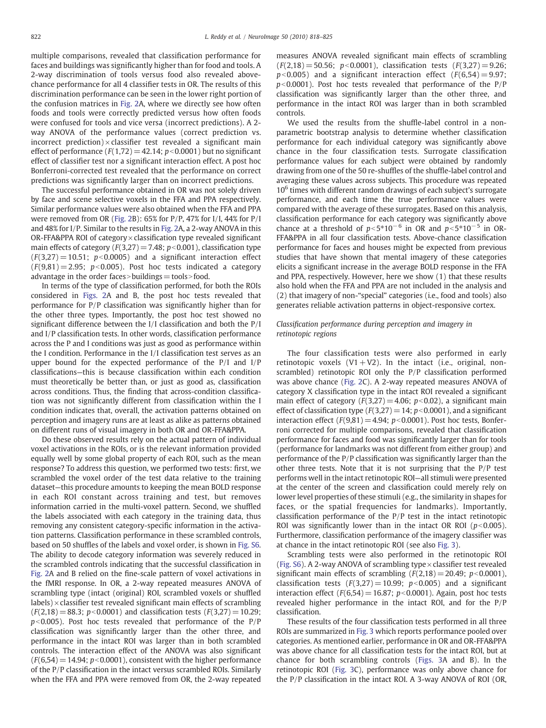multiple comparisons, revealed that classification performance for faces and buildings was significantly higher than for food and tools. A 2-way discrimination of tools versus food also revealed above-chance performance for all 4 classifier tests in OR. The results of this discrimination performance can be seen in the lower right portion of the confusion matrices in Fig. 2A, where we directly see how often foods and tools were correctly predicted versus how often foods were confused for tools and vice versa (incorrect predictions). A 2-way ANOVA of the performance values (correct prediction vs. incorrect prediction) × classifier test revealed a significant main effect of performance ($F(1,72) = 42.14$; $p < 0.0001$) but no significant effect of classifier test nor a significant interaction effect. A post hoc Bonferroni-corrected test revealed that the performance on correct predictions was significantly larger than on incorrect predictions.

The successful performance obtained in OR was not solely driven by face and scene selective voxels in the FFA and PPA respectively. Similar performance values were also obtained when the FFA and PPA were removed from OR (Fig. 2B): 65% for P/P, 47% for I/I, 44% for P/I and 48% for I/P. Similar to the results in Fig. 2A, a 2-way ANOVA in this OR-FFA&PPA ROI of category × classification type revealed significant main effects of category ($F(3,27) = 7.48$; $p < 0.001$), classification type ($F(3,27) = 10.51$; $p < 0.0005$) and a significant interaction effect ($F(9,81) = 2.95$; $p < 0.005$). Post hoc tests indicated a category advantage in the order faces > buildings = tools > food.

In terms of the type of classification performed, for both the ROIs considered in Figs. 2A and B, the post hoc tests revealed that performance for P/P classification was significantly higher than for the other three types. Importantly, the post hoc test showed no significant difference between the I/I classification and both the P/I and I/P classification tests. In other words, classification performance across the P and I conditions was just as good as performance within the I condition. Performance in the I/I classification test serves as an upper bound for the expected performance of the P/I and I/P classifications—this is because classification within each condition must theoretically be better than, or just as good as, classification across conditions. Thus, the finding that across-condition classification was not significantly different from classification within the I condition indicates that, overall, the activation patterns obtained on perception and imagery runs are at least as alike as patterns obtained on different runs of visual imagery in both OR and OR-FFA&PPA.

Do these observed results rely on the actual pattern of individual voxel activations in the ROIs, or is the relevant information provided equally well by some global property of each ROI, such as the mean response? To address this question, we performed two tests: first, we scrambled the voxel order of the test data relative to the training dataset—this procedure amounts to keeping the mean BOLD response in each ROI constant across training and test, but removes information carried in the multi-voxel pattern. Second, we shuffled the labels associated with each category in the training data, thus removing any consistent category-specific information in the activation patterns. Classification performance in these scrambled controls, based on 50 shuffles of the labels and voxel order, is shown in Fig. S6. The ability to decode category information was severely reduced in the scrambled controls indicating that the successful classification in Fig. 2A and B relied on the fine-scale pattern of voxel activations in the fMRI response. In OR, a 2-way repeated measures ANOVA of scrambling type (intact (original) ROI, scrambled voxels or shuffled labels) × classifier test revealed significant main effects of scrambling ($F(2,18) = 88.3$; $p < 0.0001$) and classification tests ($F(3,27) = 10.29$; $p < 0.005$). Post hoc tests revealed that performance of the P/P classification was significantly larger than the other three, and performance in the intact ROI was larger than in both scrambled controls. The interaction effect of the ANOVA was also significant ($F(6,54) = 14.94$; $p < 0.0001$), consistent with the higher performance of the P/P classification in the intact versus scrambled ROIs. Similarly when the FFA and PPA were removed from OR, the 2-way repeated measures ANOVA revealed significant main effects of scrambling ($F(2,18) = 50.56$; $p < 0.0001$), classification tests ($F(3,27) = 9.26$; $p < 0.005$) and a significant interaction effect ($F(6,54) = 9.97$; $p < 0.0001$). Post hoc tests revealed that performance of the P/P classification was significantly larger than the other three, and performance in the intact ROI was larger than in both scrambled controls.

We used the results from the shuffle-label control in a non-parametric bootstrap analysis to determine whether classification performance for each individual category was significantly above chance in the four classification tests. Surrogate classification performance values for each subject were obtained by randomly drawing from one of the 50 re-shuffles of the shuffle-label control and averaging these values across subjects. This procedure was repeated $10^6$ times with different random drawings of each subject's surrogate performance, and each time the true performance values were compared with the average of these surrogates. Based on this analysis, classification performance for each category was significantly above chance at a threshold of $p < 5 * 10^{-6}$ in OR and $p < 5 * 10^{-5}$ in OR-FFA&PPA in all four classification tests. Above-chance classification performance for faces and houses might be expected from previous studies that have shown that mental imagery of these categories elicits a significant increase in the average BOLD response in the FFA and PPA, respectively. However, here we show (1) that these results also hold when the FFA and PPA are not included in the analysis and (2) that imagery of non-"special" categories (i.e., food and tools) also generates reliable activation patterns in object-responsive cortex.

### *Classification performance during perception and imagery in retinotopic regions*

The four classification tests were also performed in early retinotopic voxels (V1 + V2). In the intact (i.e., original, non-scrambled) retinotopic ROI only the P/P classification performed was above chance (Fig. 2C). A 2-way repeated measures ANOVA of category X classification type in the intact ROI revealed a significant main effect of category ($F(3,27) = 4.06$; $p < 0.02$), a significant main effect of classification type ($F(3,27) = 14$; $p < 0.0001$), and a significant interaction effect ($F(9,81) = 4.94$; $p < 0.0001$). Post hoc tests, Bonferroni corrected for multiple comparisons, revealed that classification performance for faces and food was significantly larger than for tools (performance for landmarks was not different from either group) and performance of the P/P classification was significantly larger than the other three tests. Note that it is not surprising that the P/P test performs well in the intact retinotopic ROI—all stimuli were presented at the center of the screen and classification could merely rely on lower level properties of these stimuli (e.g., the similarity in shapes for faces, or the spatial frequencies for landmarks). Importantly, classification performance of the P/P test in the intact retinotopic ROI was significantly lower than in the intact OR ROI ($p < 0.005$). Furthermore, classification performance of the imagery classifier was at chance in the intact retinotopic ROI (see also Fig. 3).

Scrambling tests were also performed in the retinotopic ROI (Fig. S6). A 2-way ANOVA of scrambling type × classifier test revealed significant main effects of scrambling ($F(2,18) = 20.49$; $p < 0.0001$), classification tests ($F(3,27) = 10.99$; $p < 0.005$) and a significant interaction effect ($F(6,54) = 16.87$; $p < 0.0001$). Again, post hoc tests revealed higher performance in the intact ROI, and for the P/P classification.

These results of the four classification tests performed in all three ROIs are summarized in Fig. 3 which reports performance pooled over categories. As mentioned earlier, performance in OR and OR-FFA&PPA was above chance for all classification tests for the intact ROI, but at chance for both scrambling controls (Figs. 3A and B). In the retinotopic ROI (Fig. 3C), performance was only above chance for the P/P classification in the intact ROI. A 3-way ANOVA of ROI (OR,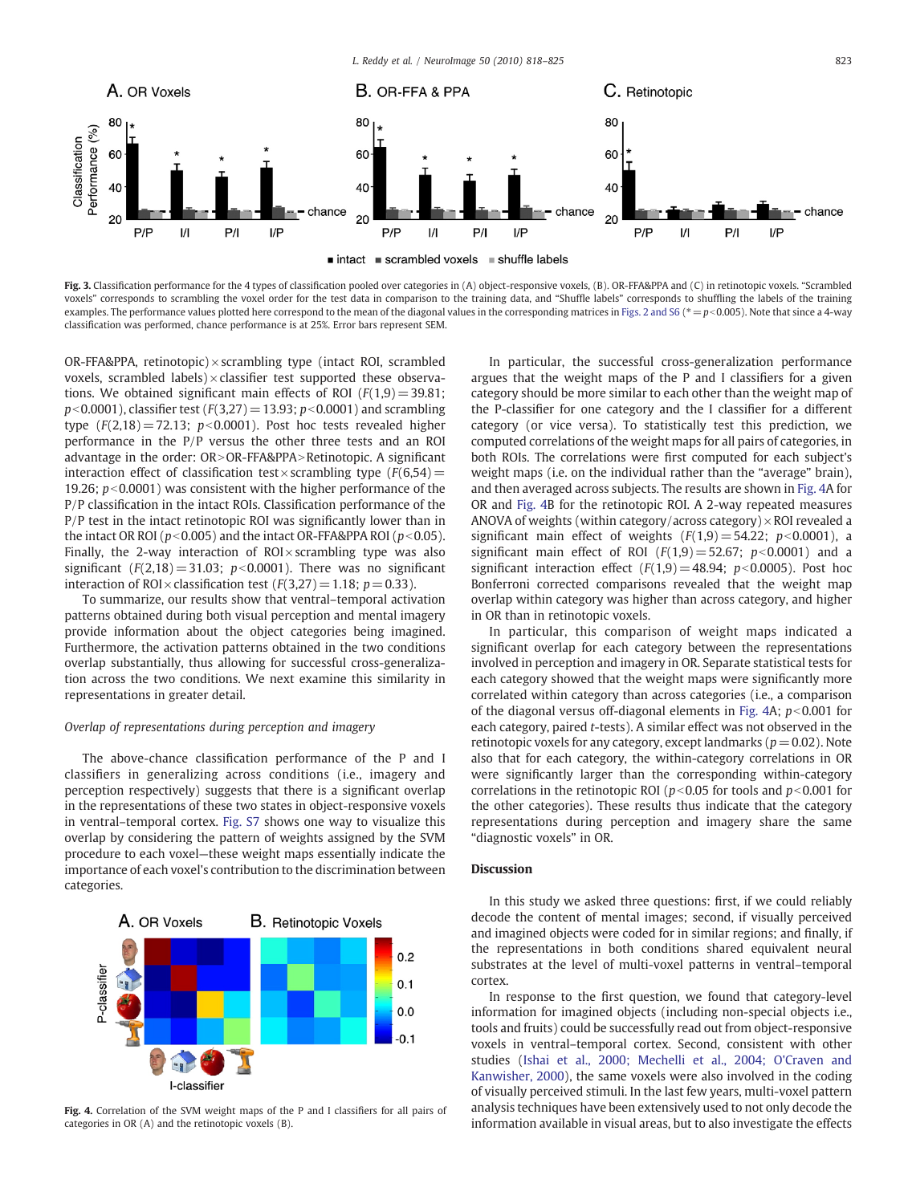A. OR Voxels

B. OR-FFA & PPA

C. Retinotopic

Classification Performance (%)

80

60

40

20

P/P I/I P/I I/P

chance

■ intact ■ scrambled voxels ■ shuffle labels

**Fig. 3.** Classification performance for the 4 types of classification pooled over categories in (A) object-responsive voxels, (B). OR-FFA&PPA and (C) in retinotopic voxels. "Scrambled voxels" corresponds to scrambling the voxel order for the test data in comparison to the training data, and "Shuffle labels" corresponds to shuffling the labels of the training examples. The performance values plotted here correspond to the mean of the diagonal values in the corresponding matrices in Figs. 2 and S6 (* = $p<0.005$). Note that since a 4-way classification was performed, chance performance is at 25%. Error bars represent SEM.

OR-FFA&PPA, retinotopic) × scrambling type (intact ROI, scrambled voxels, scrambled labels) × classifier test supported these observations. We obtained significant main effects of ROI ($F(1,9)=39.81$; $p<0.0001$), classifier test ($F(3,27)=13.93$; $p<0.0001$) and scrambling type ($F(2,18)=72.13$; $p<0.0001$). Post hoc tests revealed higher performance in the P/P versus the other three tests and an ROI advantage in the order: OR > OR-FFA&PPA > Retinotopic. A significant interaction effect of classification test × scrambling type ($F(6,54)=19.26$; $p<0.0001$) was consistent with the higher performance of the P/P classification in the intact ROIs. Classification performance of the P/P test in the intact retinotopic ROI was significantly lower than in the intact OR ROI ($p<0.005$) and the intact OR-FFA&PPA ROI ($p<0.05$). Finally, the 2-way interaction of ROI × scrambling type was also significant ($F(2,18)=31.03$; $p<0.0001$). There was no significant interaction of ROI × classification test ($F(3,27)=1.18$; $p=0.33$).

To summarize, our results show that ventral–temporal activation patterns obtained during both visual perception and mental imagery provide information about the object categories being imagined. Furthermore, the activation patterns obtained in the two conditions overlap substantially, thus allowing for successful cross-generalization across the two conditions. We next examine this similarity in representations in greater detail.

*Overlap of representations during perception and imagery*

The above-chance classification performance of the P and I classifiers in generalizing across conditions (i.e., imagery and perception respectively) suggests that there is a significant overlap in the representations of these two states in object-responsive voxels in ventral–temporal cortex. Fig. S7 shows one way to visualize this overlap by considering the pattern of weights assigned by the SVM procedure to each voxel—these weight maps essentially indicate the importance of each voxel's contribution to the discrimination between categories.

A. OR Voxels

B. Retinotopic Voxels

P-classifier

I-classifier

0.2

0.1

0.0

-0.1

**Fig. 4.** Correlation of the SVM weight maps of the P and I classifiers for all pairs of categories in OR (A) and the retinotopic voxels (B).

In particular, the successful cross-generalization performance argues that the weight maps of the P and I classifiers for a given category should be more similar to each other than the weight map of the P-classifier for one category and the I classifier for a different category (or vice versa). To statistically test this prediction, we computed correlations of the weight maps for all pairs of categories, in both ROIs. The correlations were first computed for each subject's weight maps (i.e. on the individual rather than the "average" brain), and then averaged across subjects. The results are shown in Fig. 4A for OR and Fig. 4B for the retinotopic ROI. A 2-way repeated measures ANOVA of weights (within category/across category) × ROI revealed a significant main effect of weights ($F(1,9)=54.22$; $p<0.0001$), a significant main effect of ROI ($F(1,9)=52.67$; $p<0.0001$) and a significant interaction effect ($F(1,9)=48.94$; $p<0.0005$). Post hoc Bonferroni corrected comparisons revealed that the weight map overlap within category was higher than across category, and higher in OR than in retinotopic voxels.

In particular, this comparison of weight maps indicated a significant overlap for each category between the representations involved in perception and imagery in OR. Separate statistical tests for each category showed that the weight maps were significantly more correlated within category than across categories (i.e., a comparison of the diagonal versus off-diagonal elements in Fig. 4A; $p<0.001$ for each category, paired *t*-tests). A similar effect was not observed in the retinotopic voxels for any category, except landmarks ($p=0.02$). Note also that for each category, the within-category correlations in OR were significantly larger than the corresponding within-category correlations in the retinotopic ROI ($p<0.05$ for tools and $p<0.001$ for the other categories). These results thus indicate that the category representations during perception and imagery share the same "diagnostic voxels" in OR.

## Discussion

In this study we asked three questions: first, if we could reliably decode the content of mental images; second, if visually perceived and imagined objects were coded for in similar regions; and finally, if the representations in both conditions shared equivalent neural substrates at the level of multi-voxel patterns in ventral–temporal cortex.

In response to the first question, we found that category-level information for imagined objects (including non-special objects i.e., tools and fruits) could be successfully read out from object-responsive voxels in ventral–temporal cortex. Second, consistent with other studies (Ishai et al., 2000; Mechelli et al., 2004; O'Craven and Kanwisher, 2000), the same voxels were also involved in the coding of visually perceived stimuli. In the last few years, multi-voxel pattern analysis techniques have been extensively used to not only decode the information available in visual areas, but to also investigate the effects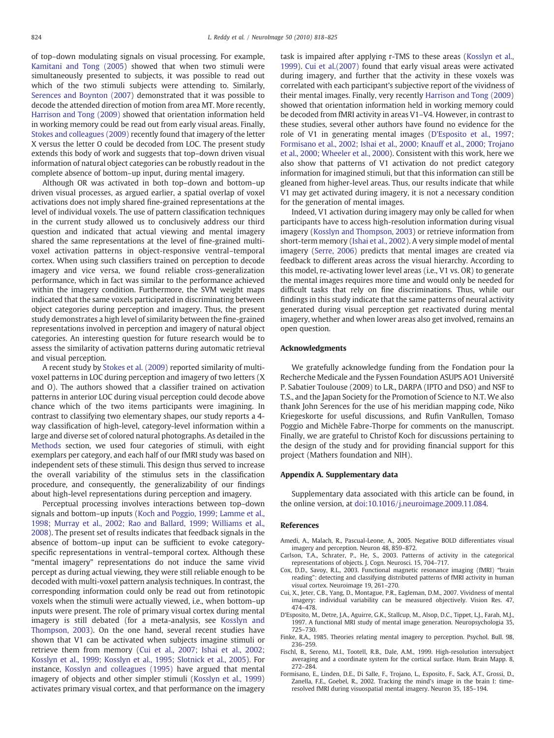of top–down modulating signals on visual processing. For example, Kamitani and Tong (2005) showed that when two stimuli were simultaneously presented to subjects, it was possible to read out which of the two stimuli subjects were attending to. Similarly, Serences and Boynton (2007) demonstrated that it was possible to decode the attended direction of motion from area MT. More recently, Harrison and Tong (2009) showed that orientation information held in working memory could be read out from early visual areas. Finally, Stokes and colleagues (2009) recently found that imagery of the letter X versus the letter O could be decoded from LOC. The present study extends this body of work and suggests that top–down driven visual information of natural object categories can be robustly readout in the complete absence of bottom–up input, during mental imagery.

Although OR was activated in both top–down and bottom–up driven visual processes, as argued earlier, a spatial overlap of voxel activations does not imply shared fine-grained representations at the level of individual voxels. The use of pattern classification techniques in the current study allowed us to conclusively address our third question and indicated that actual viewing and mental imagery shared the same representations at the level of fine-grained multi-voxel activation patterns in object-responsive ventral–temporal cortex. When using such classifiers trained on perception to decode imagery and vice versa, we found reliable cross-generalization performance, which in fact was similar to the performance achieved within the imagery condition. Furthermore, the SVM weight maps indicated that the same voxels participated in discriminating between object categories during perception and imagery. Thus, the present study demonstrates a high level of similarity between the fine-grained representations involved in perception and imagery of natural object categories. An interesting question for future research would be to assess the similarity of activation patterns during automatic retrieval and visual perception.

A recent study by Stokes et al. (2009) reported similarity of multi-voxel patterns in LOC during perception and imagery of two letters (X and O). The authors showed that a classifier trained on activation patterns in anterior LOC during visual perception could decode above chance which of the two items participants were imagining. In contrast to classifying two elementary shapes, our study reports a 4-way classification of high-level, category-level information within a large and diverse set of colored natural photographs. As detailed in the Methods section, we used four categories of stimuli, with eight exemplars per category, and each half of our fMRI study was based on independent sets of these stimuli. This design thus served to increase the overall variability of the stimulus sets in the classification procedure, and consequently, the generalizability of our findings about high-level representations during perception and imagery.

Perceptual processing involves interactions between top–down signals and bottom–up inputs (Koch and Poggio, 1999; Lamme et al., 1998; Murray et al., 2002; Rao and Ballard, 1999; Williams et al., 2008). The present set of results indicates that feedback signals in the absence of bottom–up input can be sufficient to evoke category-specific representations in ventral–temporal cortex. Although these "mental imagery" representations do not induce the same vivid percept as during actual viewing, they were still reliable enough to be decoded with multi-voxel pattern analysis techniques. In contrast, the corresponding information could only be read out from retinotopic voxels when the stimuli were actually viewed, i.e., when bottom–up inputs were present. The role of primary visual cortex during mental imagery is still debated (for a meta-analysis, see Kosslyn and Thompson, 2003). On the one hand, several recent studies have shown that V1 can be activated when subjects imagine stimuli or retrieve them from memory (Cui et al., 2007; Ishai et al., 2002; Kosslyn et al., 1999; Kosslyn et al., 1995; Slotnick et al., 2005). For instance, Kosslyn and colleagues (1995) have argued that mental imagery of objects and other simpler stimuli (Kosslyn et al., 1999) activates primary visual cortex, and that performance on the imagery task is impaired after applying r-TMS to these areas (Kosslyn et al., 1999). Cui et al.(2007) found that early visual areas were activated during imagery, and further that the activity in these voxels was correlated with each participant's subjective report of the vividness of their mental images. Finally, very recently Harrison and Tong (2009) showed that orientation information held in working memory could be decoded from fMRI activity in areas V1–V4. However, in contrast to these studies, several other authors have found no evidence for the role of V1 in generating mental images (D'Esposito et al., 1997; Formisano et al., 2002; Ishai et al., 2000; Knauff et al., 2000; Trojano et al., 2000; Wheeler et al., 2000). Consistent with this work, here we also show that patterns of V1 activation do not predict category information for imagined stimuli, but that this information can still be gleaned from higher-level areas. Thus, our results indicate that while V1 may get activated during imagery, it is not a necessary condition for the generation of mental images.

Indeed, V1 activation during imagery may only be called for when participants have to access high-resolution information during visual imagery (Kosslyn and Thompson, 2003) or retrieve information from short-term memory (Ishai et al., 2002). A very simple model of mental imagery (Serre, 2006) predicts that mental images are created via feedback to different areas across the visual hierarchy. According to this model, re-activating lower level areas (i.e., V1 vs. OR) to generate the mental images requires more time and would only be needed for difficult tasks that rely on fine discriminations. Thus, while our findings in this study indicate that the same patterns of neural activity generated during visual perception get reactivated during mental imagery, whether and when lower areas also get involved, remains an open question.

## Acknowledgments

We gratefully acknowledge funding from the Fondation pour la Recherche Medicale and the Fyssen Foundation ASUPS AO1 Université P. Sabatier Toulouse (2009) to L.R., DARPA (IPTO and DSO) and NSF to T.S., and the Japan Society for the Promotion of Science to N.T. We also thank John Serences for the use of his meridian mapping code, Niko Kriegeskorte for useful discussions, and Rufin VanRullen, Tomaso Poggio and Michèle Fabre-Thorpe for comments on the manuscript. Finally, we are grateful to Christof Koch for discussions pertaining to the design of the study and for providing financial support for this project (Mathers foundation and NIH).

## Appendix A. Supplementary data

Supplementary data associated with this article can be found, in the online version, at doi:10.1016/j.neuroimage.2009.11.084.

## References

- Amedi, A., Malach, R., Pascual-Leone, A., 2005. Negative BOLD differentiates visual imagery and perception. Neuron 48, 859–872.
- Carlson, T.A., Schrater, P., He, S., 2003. Patterns of activity in the categorical representations of objects. J. Cogn. Neurosci. 15, 704–717.
- Cox, D.D., Savoy, R.L., 2003. Functional magnetic resonance imaging (fMRI) "brain reading": detecting and classifying distributed patterns of fMRI activity in human visual cortex. Neuroimage 19, 261–270.
- Cui, X., Jeter, C.B., Yang, D., Montague, P.R., Eagleman, D.M., 2007. Vividness of mental imagery: individual variability can be measured objectively. Vision Res. 47, 474–478.
- D'Esposito, M., Detre, J.A., Aguirre, G.K., Stallcup, M., Alsop, D.C., Tippet, L.J., Farah, M.J., 1997. A functional MRI study of mental image generation. Neuropsychologia 35, 725–730.
- Finke, R.A., 1985. Theories relating mental imagery to perception. Psychol. Bull. 98, 236–259.
- Fischl, B., Sereno, M.I., Tootell, R.B., Dale, A.M., 1999. High-resolution intersubject averaging and a coordinate system for the cortical surface. Hum. Brain Mapp. 8, 272–284.
- Formisano, E., Linden, D.E., Di Salle, F., Trojano, L., Esposito, F., Sack, A.T., Grossi, D., Zanella, F.E., Goebel, R., 2002. Tracking the mind's image in the brain I: time-resolved fMRI during visuospatial mental imagery. Neuron 35, 185–194.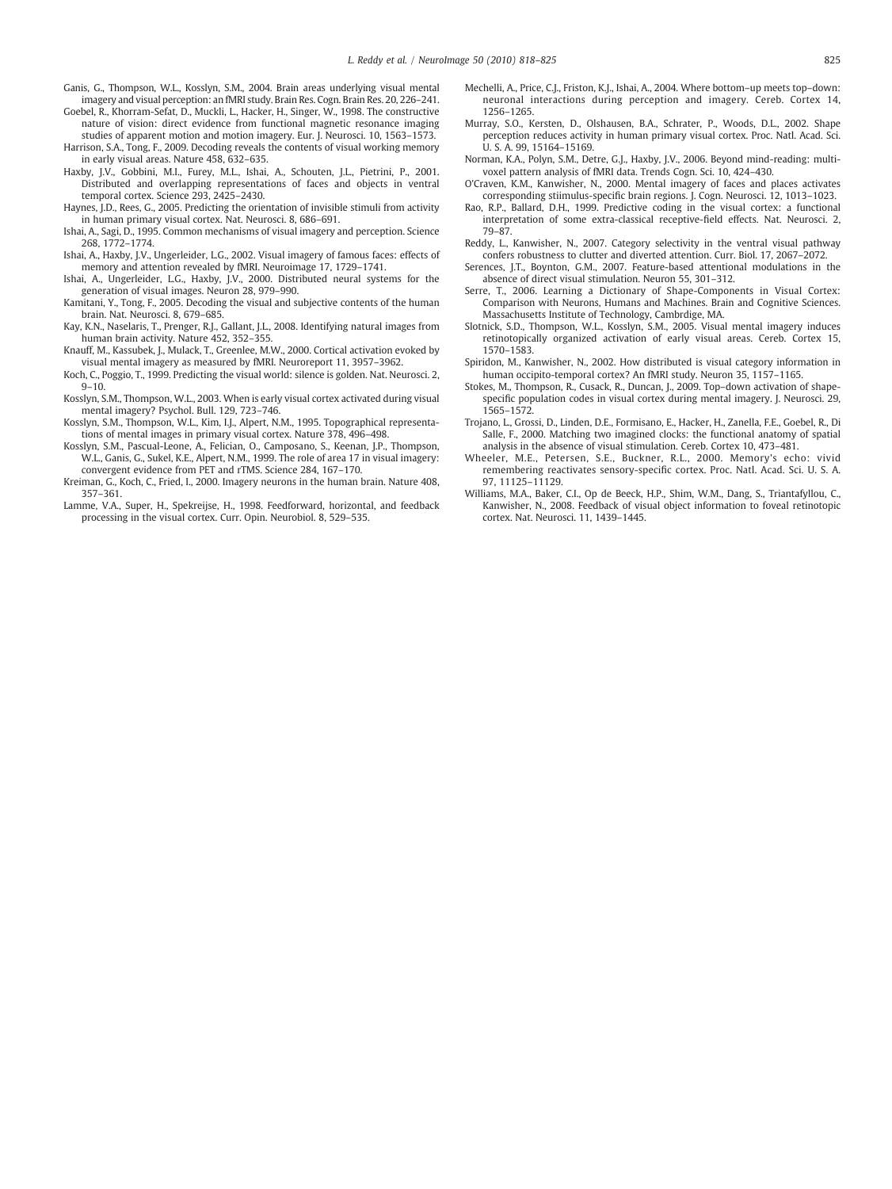Ganis, G., Thompson, W.L., Kosslyn, S.M., 2004. Brain areas underlying visual mental imagery and visual perception: an fMRI study. Brain Res. Cogn. Brain Res. 20, 226–241.

Goebel, R., Khorram-Sefat, D., Muckli, L., Hacker, H., Singer, W., 1998. The constructive nature of vision: direct evidence from functional magnetic resonance imaging studies of apparent motion and motion imagery. Eur. J. Neurosci. 10, 1563–1573.

Harrison, S.A., Tong, F., 2009. Decoding reveals the contents of visual working memory in early visual areas. Nature 458, 632–635.

Haxby, J.V., Gobbini, M.I., Furey, M.L., Ishai, A., Schouten, J.L., Pietrini, P., 2001. Distributed and overlapping representations of faces and objects in ventral temporal cortex. Science 293, 2425–2430.

Haynes, J.D., Rees, G., 2005. Predicting the orientation of invisible stimuli from activity in human primary visual cortex. Nat. Neurosci. 8, 686–691.

Ishai, A., Sagi, D., 1995. Common mechanisms of visual imagery and perception. Science 268, 1772–1774.

Ishai, A., Haxby, J.V., Ungerleider, L.G., 2002. Visual imagery of famous faces: effects of memory and attention revealed by fMRI. Neuroimage 17, 1729–1741.

Ishai, A., Ungerleider, L.G., Haxby, J.V., 2000. Distributed neural systems for the generation of visual images. Neuron 28, 979–990.

Kamitani, Y., Tong, F., 2005. Decoding the visual and subjective contents of the human brain. Nat. Neurosci. 8, 679–685.

Kay, K.N., Naselaris, T., Prenger, R.J., Gallant, J.L., 2008. Identifying natural images from human brain activity. Nature 452, 352–355.

Knauff, M., Kassubek, J., Mulack, T., Greenlee, M.W., 2000. Cortical activation evoked by visual mental imagery as measured by fMRI. Neuroreport 11, 3957–3962.

Koch, C., Poggio, T., 1999. Predicting the visual world: silence is golden. Nat. Neurosci. 2, 9–10.

Kosslyn, S.M., Thompson, W.L., 2003. When is early visual cortex activated during visual mental imagery? Psychol. Bull. 129, 723–746.

Kosslyn, S.M., Thompson, W.L., Kim, I.J., Alpert, N.M., 1995. Topographical representations of mental images in primary visual cortex. Nature 378, 496–498.

Kosslyn, S.M., Pascual-Leone, A., Felician, O., Camposano, S., Keenan, J.P., Thompson, W.L., Ganis, G., Sukel, K.E., Alpert, N.M., 1999. The role of area 17 in visual imagery: convergent evidence from PET and rTMS. Science 284, 167–170.

Kreiman, G., Koch, C., Fried, I., 2000. Imagery neurons in the human brain. Nature 408, 357–361.

Lamme, V.A., Super, H., Spekreijse, H., 1998. Feedforward, horizontal, and feedback processing in the visual cortex. Curr. Opin. Neurobiol. 8, 529–535.

Mechelli, A., Price, C.J., Friston, K.J., Ishai, A., 2004. Where bottom–up meets top–down: neuronal interactions during perception and imagery. Cereb. Cortex 14, 1256–1265.

Murray, S.O., Kersten, D., Olshausen, B.A., Schrater, P., Woods, D.L., 2002. Shape perception reduces activity in human primary visual cortex. Proc. Natl. Acad. Sci. U. S. A. 99, 15164–15169.

Norman, K.A., Polyn, S.M., Detre, G.J., Haxby, J.V., 2006. Beyond mind-reading: multi-voxel pattern analysis of fMRI data. Trends Cogn. Sci. 10, 424–430.

O'Craven, K.M., Kanwisher, N., 2000. Mental imagery of faces and places activates corresponding stiimulus-specific brain regions. J. Cogn. Neurosci. 12, 1013–1023.

Rao, R.P., Ballard, D.H., 1999. Predictive coding in the visual cortex: a functional interpretation of some extra-classical receptive-field effects. Nat. Neurosci. 2, 79–87.

Reddy, L., Kanwisher, N., 2007. Category selectivity in the ventral visual pathway confers robustness to clutter and diverted attention. Curr. Biol. 17, 2067–2072.

Serences, J.T., Boynton, G.M., 2007. Feature-based attentional modulations in the absence of direct visual stimulation. Neuron 55, 301–312.

Serre, T., 2006. Learning a Dictionary of Shape-Components in Visual Cortex: Comparison with Neurons, Humans and Machines. Brain and Cognitive Sciences. Massachusetts Institute of Technology, Cambrdige, MA.

Slotnick, S.D., Thompson, W.L., Kosslyn, S.M., 2005. Visual mental imagery induces retinotopically organized activation of early visual areas. Cereb. Cortex 15, 1570–1583.

Spiridon, M., Kanwisher, N., 2002. How distributed is visual category information in human occipito-temporal cortex? An fMRI study. Neuron 35, 1157–1165.

Stokes, M., Thompson, R., Cusack, R., Duncan, J., 2009. Top–down activation of shape-specific population codes in visual cortex during mental imagery. J. Neurosci. 29, 1565–1572.

Trojano, L., Grossi, D., Linden, D.E., Formisano, E., Hacker, H., Zanella, F.E., Goebel, R., Di Salle, F., 2000. Matching two imagined clocks: the functional anatomy of spatial analysis in the absence of visual stimulation. Cereb. Cortex 10, 473–481.

Wheeler, M.E., Petersen, S.E., Buckner, R.L., 2000. Memory's echo: vivid remembering reactivates sensory-specific cortex. Proc. Natl. Acad. Sci. U. S. A. 97, 11125–11129.

Williams, M.A., Baker, C.I., Op de Beeck, H.P., Shim, W.M., Dang, S., Triantafyllou, C., Kanwisher, N., 2008. Feedback of visual object information to foveal retinotopic cortex. Nat. Neurosci. 11, 1439–1445.